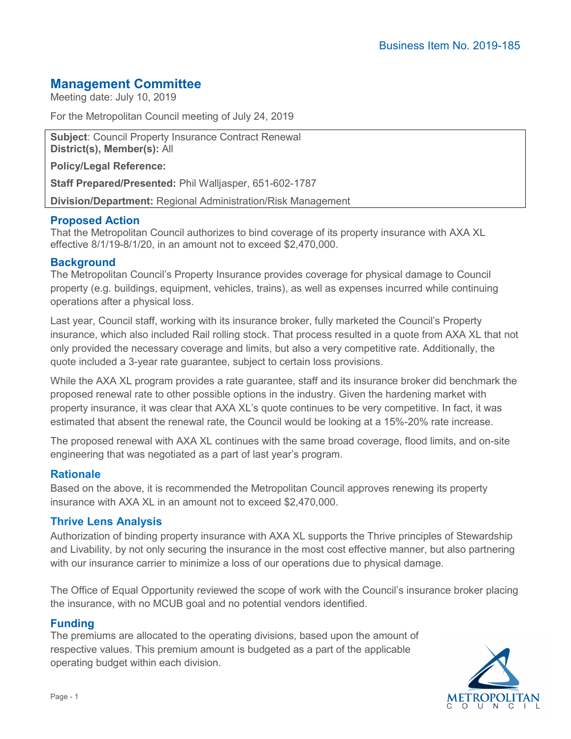Business Item No. 2019-185

## Management Committee

Meeting date: July 10, 2019

For the Metropolitan Council meeting of July 24, 2019

**Subject**: Council Property Insurance Contract Renewal
**District(s), Member(s):** All

**Policy/Legal Reference:**

**Staff Prepared/Presented:** Phil Walljasper, 651-602-1787

**Division/Department:** Regional Administration/Risk Management

### Proposed Action

That the Metropolitan Council authorizes to bind coverage of its property insurance with AXA XL effective 8/1/19-8/1/20, in an amount not to exceed $2,470,000.

### Background

The Metropolitan Council's Property Insurance provides coverage for physical damage to Council property (e.g. buildings, equipment, vehicles, trains), as well as expenses incurred while continuing operations after a physical loss.

Last year, Council staff, working with its insurance broker, fully marketed the Council's Property insurance, which also included Rail rolling stock. That process resulted in a quote from AXA XL that not only provided the necessary coverage and limits, but also a very competitive rate. Additionally, the quote included a 3-year rate guarantee, subject to certain loss provisions.

While the AXA XL program provides a rate guarantee, staff and its insurance broker did benchmark the proposed renewal rate to other possible options in the industry. Given the hardening market with property insurance, it was clear that AXA XL's quote continues to be very competitive. In fact, it was estimated that absent the renewal rate, the Council would be looking at a 15%-20% rate increase.

The proposed renewal with AXA XL continues with the same broad coverage, flood limits, and on-site engineering that was negotiated as a part of last year's program.

### Rationale

Based on the above, it is recommended the Metropolitan Council approves renewing its property insurance with AXA XL in an amount not to exceed $2,470,000.

### Thrive Lens Analysis

Authorization of binding property insurance with AXA XL supports the Thrive principles of Stewardship and Livability, by not only securing the insurance in the most cost effective manner, but also partnering with our insurance carrier to minimize a loss of our operations due to physical damage.

The Office of Equal Opportunity reviewed the scope of work with the Council's insurance broker placing the insurance, with no MCUB goal and no potential vendors identified.

### Funding

The premiums are allocated to the operating divisions, based upon the amount of respective values. This premium amount is budgeted as a part of the applicable operating budget within each division.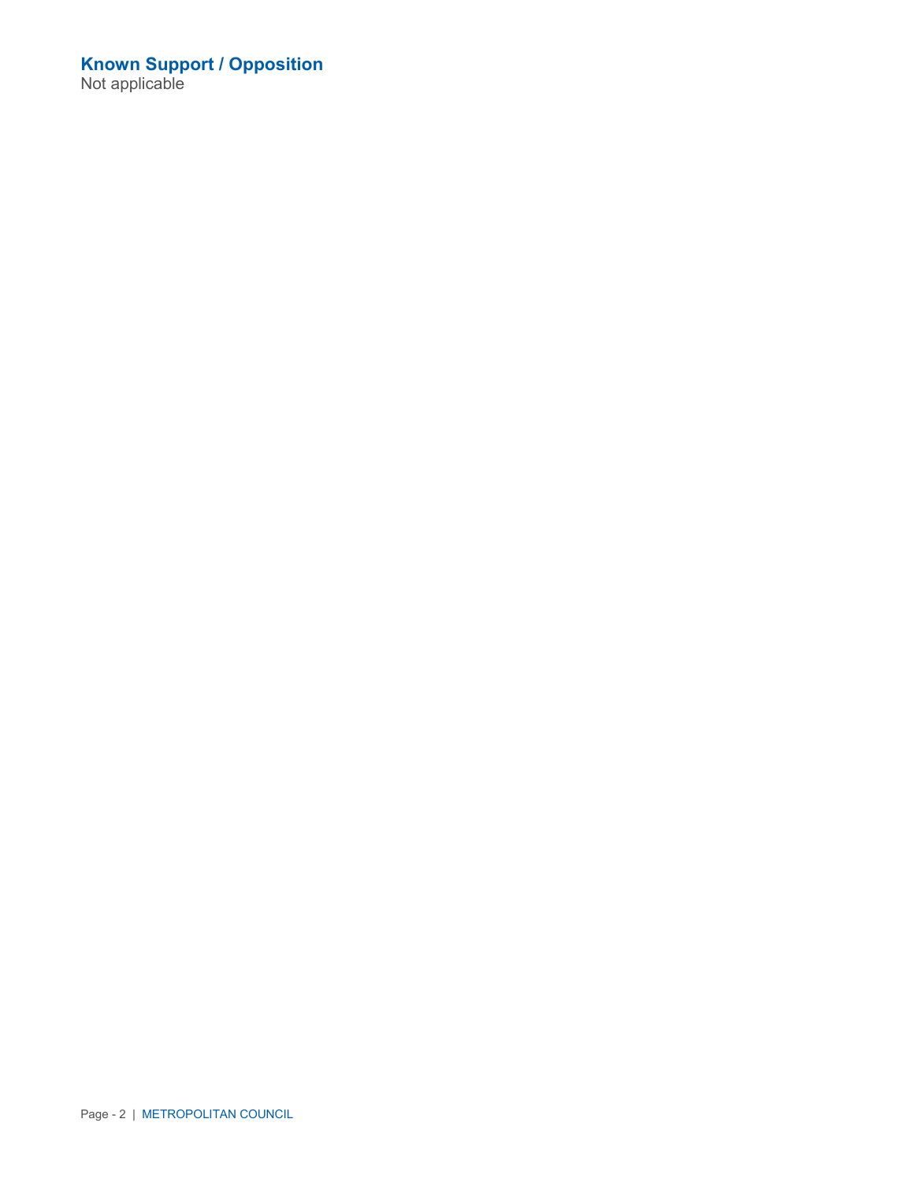### Known Support / Opposition

Not applicable